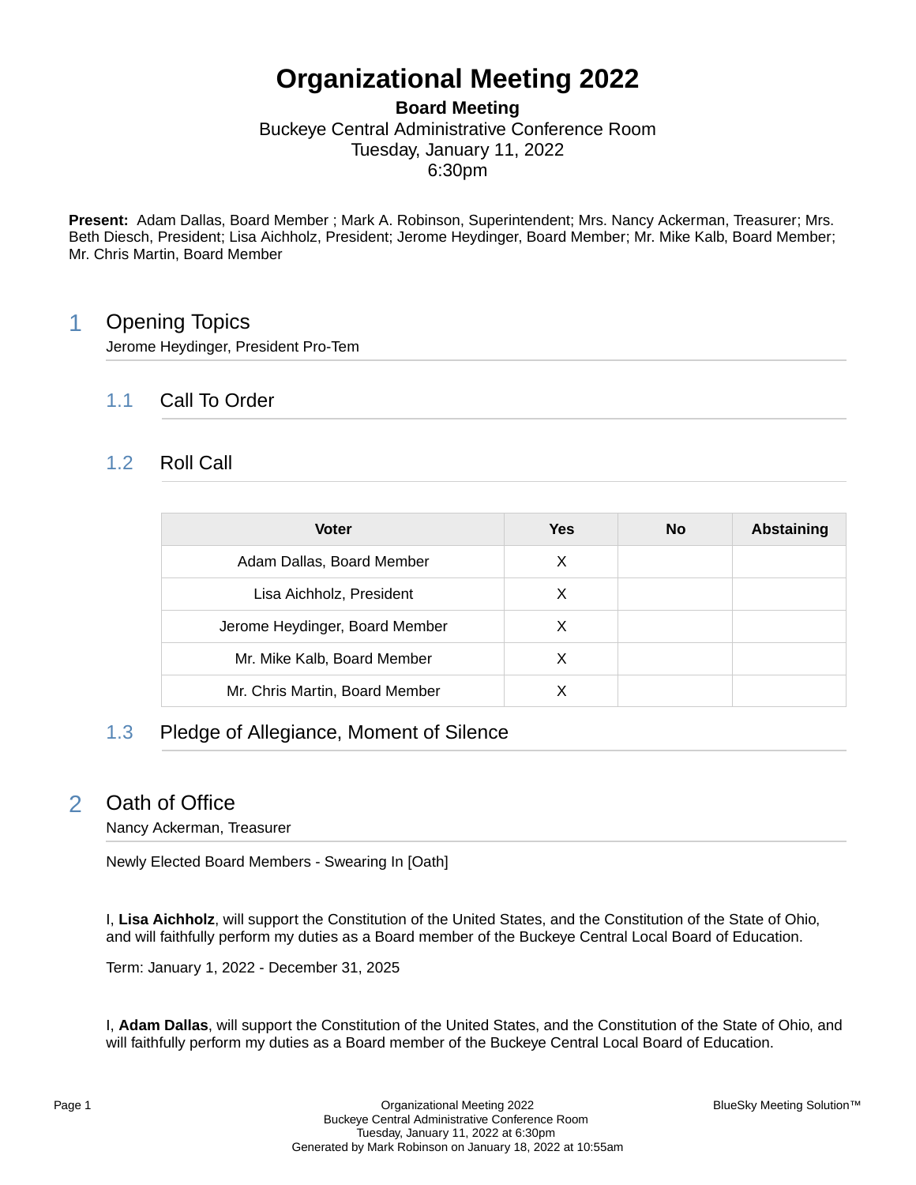# Organizational Meeting 2022

**Board Meeting**
Buckeye Central Administrative Conference Room
Tuesday, January 11, 2022
6:30pm

**Present:** Adam Dallas, Board Member ; Mark A. Robinson, Superintendent; Mrs. Nancy Ackerman, Treasurer; Mrs. Beth Diesch, President; Lisa Aichholz, President; Jerome Heydinger, Board Member; Mr. Mike Kalb, Board Member; Mr. Chris Martin, Board Member

## 1 Opening Topics

Jerome Heydinger, President Pro-Tem

### 1.1 Call To Order

### 1.2 Roll Call

| Voter | Yes | No | Abstaining |
|---|---|---|---|
| Adam Dallas, Board Member | X | | |
| Lisa Aichholz, President | X | | |
| Jerome Heydinger, Board Member | X | | |
| Mr. Mike Kalb, Board Member | X | | |
| Mr. Chris Martin, Board Member | X | | |

### 1.3 Pledge of Allegiance, Moment of Silence

## 2 Oath of Office

Nancy Ackerman, Treasurer

Newly Elected Board Members - Swearing In [Oath]

I, **Lisa Aichholz**, will support the Constitution of the United States, and the Constitution of the State of Ohio, and will faithfully perform my duties as a Board member of the Buckeye Central Local Board of Education.

Term: January 1, 2022 - December 31, 2025

I, **Adam Dallas**, will support the Constitution of the United States, and the Constitution of the State of Ohio, and will faithfully perform my duties as a Board member of the Buckeye Central Local Board of Education.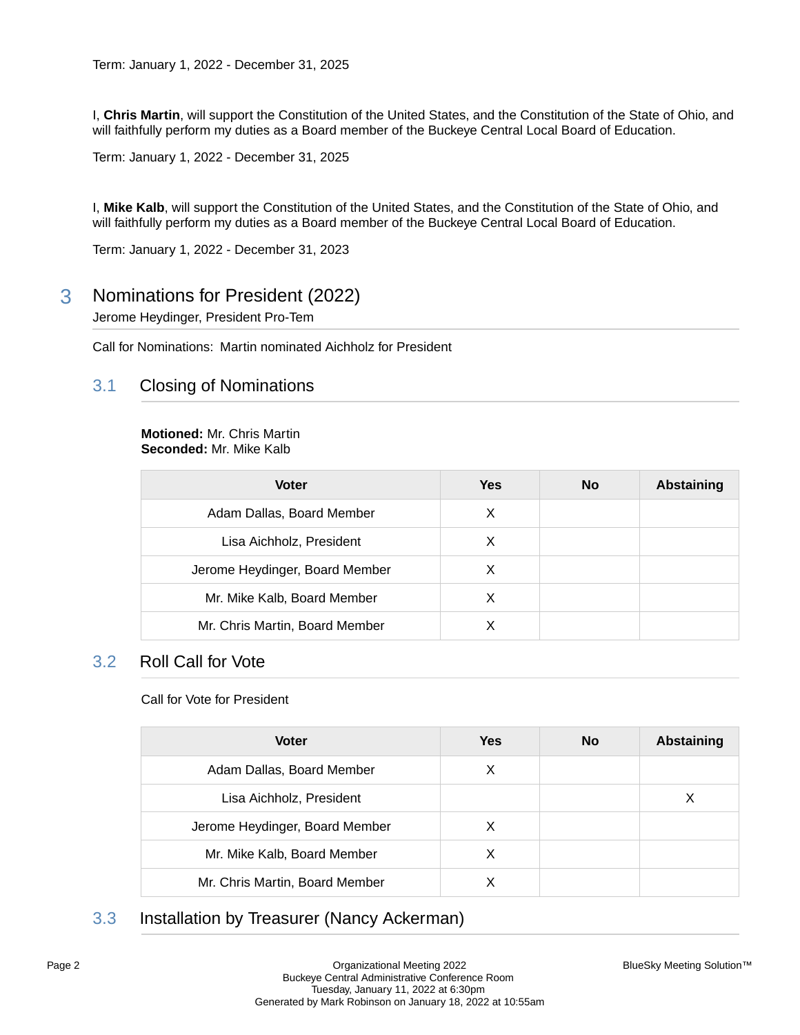Term: January 1, 2022 - December 31, 2025

I, **Chris Martin**, will support the Constitution of the United States, and the Constitution of the State of Ohio, and will faithfully perform my duties as a Board member of the Buckeye Central Local Board of Education.

Term: January 1, 2022 - December 31, 2025

I, **Mike Kalb**, will support the Constitution of the United States, and the Constitution of the State of Ohio, and will faithfully perform my duties as a Board member of the Buckeye Central Local Board of Education.

Term: January 1, 2022 - December 31, 2023

# 3 Nominations for President (2022)

Jerome Heydinger, President Pro-Tem

Call for Nominations: Martin nominated Aichholz for President

## 3.1 Closing of Nominations

**Motioned:** Mr. Chris Martin
**Seconded:** Mr. Mike Kalb

| Voter | Yes | No | Abstaining |
|---|---|---|---|
| Adam Dallas, Board Member | X | | |
| Lisa Aichholz, President | X | | |
| Jerome Heydinger, Board Member | X | | |
| Mr. Mike Kalb, Board Member | X | | |
| Mr. Chris Martin, Board Member | X | | |

## 3.2 Roll Call for Vote

Call for Vote for President

| Voter | Yes | No | Abstaining |
|---|---|---|---|
| Adam Dallas, Board Member | X | | |
| Lisa Aichholz, President | | | X |
| Jerome Heydinger, Board Member | X | | |
| Mr. Mike Kalb, Board Member | X | | |
| Mr. Chris Martin, Board Member | X | | |

## 3.3 Installation by Treasurer (Nancy Ackerman)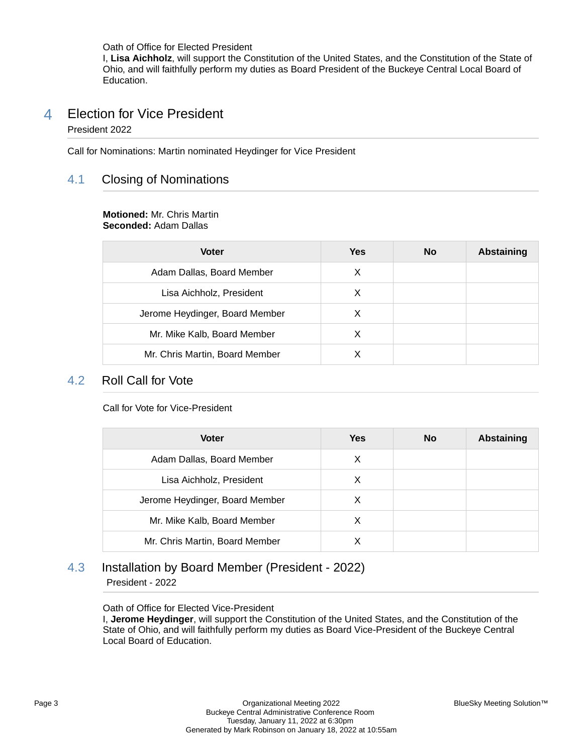Oath of Office for Elected President
I, **Lisa Aichholz**, will support the Constitution of the United States, and the Constitution of the State of Ohio, and will faithfully perform my duties as Board President of the Buckeye Central Local Board of Education.

# 4 Election for Vice President

President 2022

Call for Nominations: Martin nominated Heydinger for Vice President

## 4.1 Closing of Nominations

**Motioned:** Mr. Chris Martin
**Seconded:** Adam Dallas

| Voter | Yes | No | Abstaining |
|---|---|---|---|
| Adam Dallas, Board Member | X | | |
| Lisa Aichholz, President | X | | |
| Jerome Heydinger, Board Member | X | | |
| Mr. Mike Kalb, Board Member | X | | |
| Mr. Chris Martin, Board Member | X | | |

## 4.2 Roll Call for Vote

Call for Vote for Vice-President

| Voter | Yes | No | Abstaining |
|---|---|---|---|
| Adam Dallas, Board Member | X | | |
| Lisa Aichholz, President | X | | |
| Jerome Heydinger, Board Member | X | | |
| Mr. Mike Kalb, Board Member | X | | |
| Mr. Chris Martin, Board Member | X | | |

## 4.3 Installation by Board Member (President - 2022)

President - 2022

Oath of Office for Elected Vice-President
I, **Jerome Heydinger**, will support the Constitution of the United States, and the Constitution of the State of Ohio, and will faithfully perform my duties as Board Vice-President of the Buckeye Central Local Board of Education.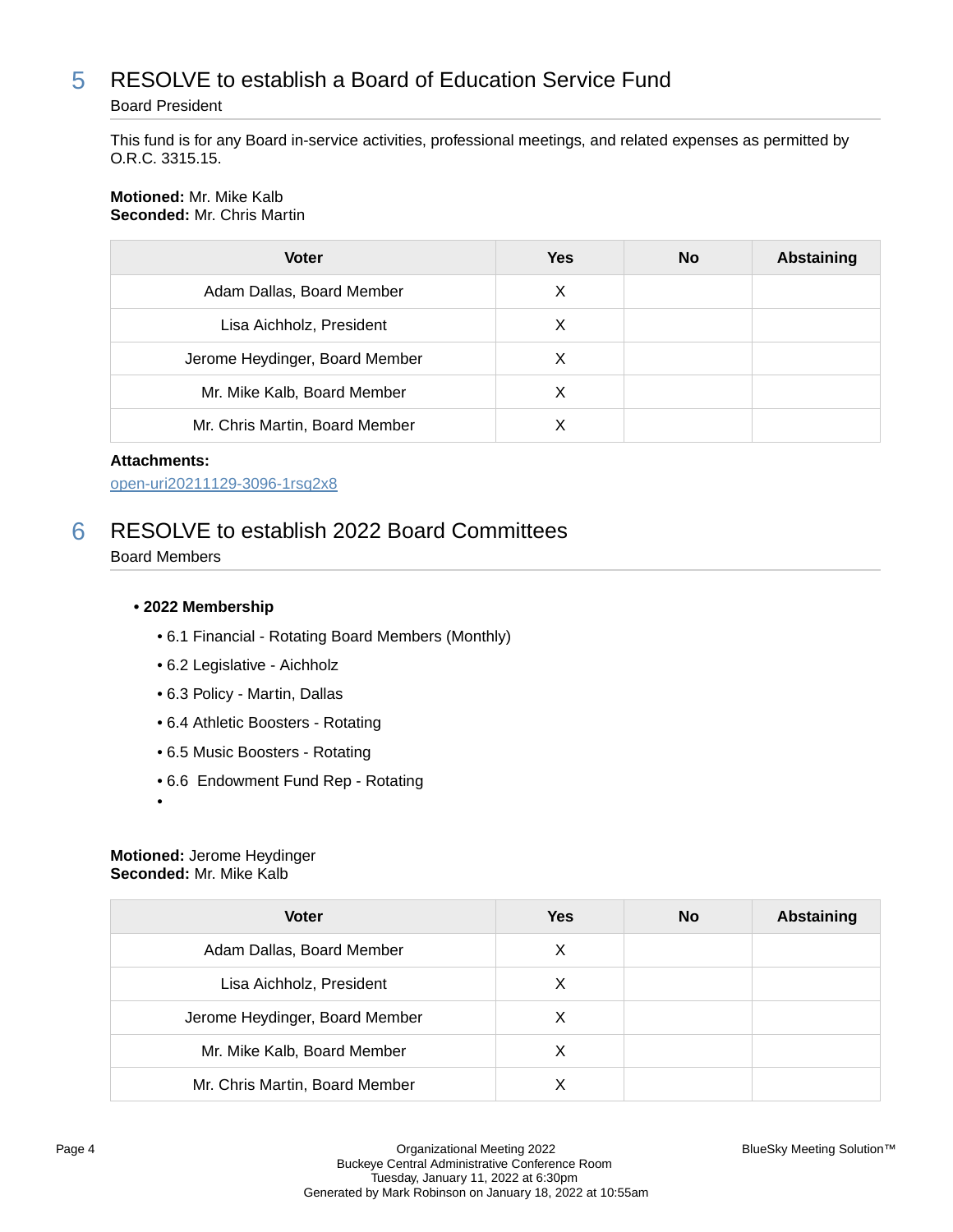## 5 RESOLVE to establish a Board of Education Service Fund

Board President

This fund is for any Board in-service activities, professional meetings, and related expenses as permitted by O.R.C. 3315.15.

**Motioned:** Mr. Mike Kalb
**Seconded:** Mr. Chris Martin

| Voter | Yes | No | Abstaining |
|---|---|---|---|
| Adam Dallas, Board Member | X | | |
| Lisa Aichholz, President | X | | |
| Jerome Heydinger, Board Member | X | | |
| Mr. Mike Kalb, Board Member | X | | |
| Mr. Chris Martin, Board Member | X | | |

**Attachments:**

open-uri20211129-3096-1rsq2x8

## 6 RESOLVE to establish 2022 Board Committees

Board Members

- **2022 Membership**
  - 6.1 Financial - Rotating Board Members (Monthly)
  - 6.2 Legislative - Aichholz
  - 6.3 Policy - Martin, Dallas
  - 6.4 Athletic Boosters - Rotating
  - 6.5 Music Boosters - Rotating
  - 6.6 Endowment Fund Rep - Rotating

**Motioned:** Jerome Heydinger
**Seconded:** Mr. Mike Kalb

| Voter | Yes | No | Abstaining |
|---|---|---|---|
| Adam Dallas, Board Member | X | | |
| Lisa Aichholz, President | X | | |
| Jerome Heydinger, Board Member | X | | |
| Mr. Mike Kalb, Board Member | X | | |
| Mr. Chris Martin, Board Member | X | | |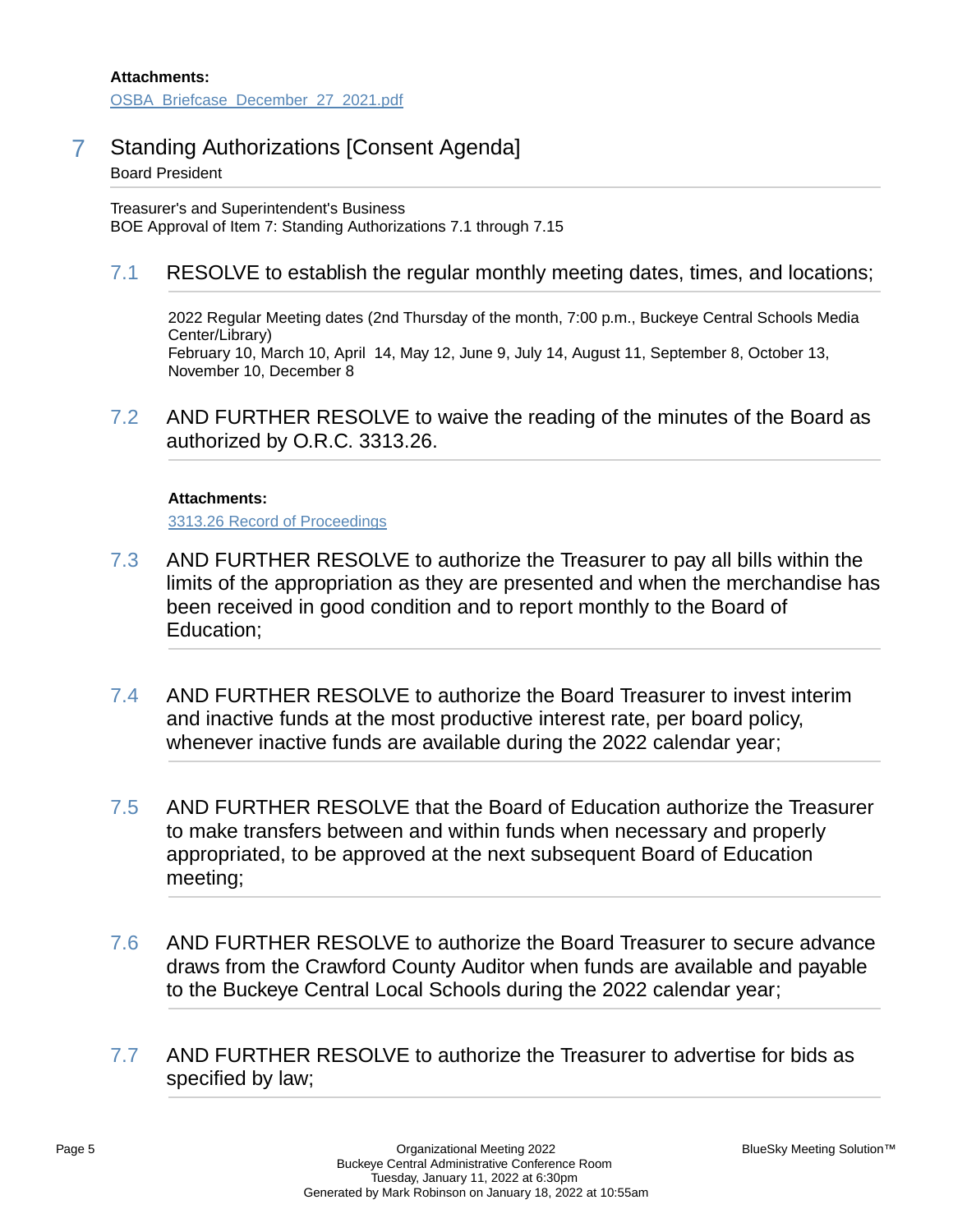**Attachments:**

OSBA_Briefcase_December_27_2021.pdf

## 7 Standing Authorizations [Consent Agenda]

Board President

Treasurer's and Superintendent's Business
BOE Approval of Item 7: Standing Authorizations 7.1 through 7.15

### 7.1 RESOLVE to establish the regular monthly meeting dates, times, and locations;

2022 Regular Meeting dates (2nd Thursday of the month, 7:00 p.m., Buckeye Central Schools Media Center/Library)
February 10, March 10, April 14, May 12, June 9, July 14, August 11, September 8, October 13, November 10, December 8

### 7.2 AND FURTHER RESOLVE to waive the reading of the minutes of the Board as authorized by O.R.C. 3313.26.

**Attachments:**

3313.26 Record of Proceedings

### 7.3 AND FURTHER RESOLVE to authorize the Treasurer to pay all bills within the limits of the appropriation as they are presented and when the merchandise has been received in good condition and to report monthly to the Board of Education;

### 7.4 AND FURTHER RESOLVE to authorize the Board Treasurer to invest interim and inactive funds at the most productive interest rate, per board policy, whenever inactive funds are available during the 2022 calendar year;

### 7.5 AND FURTHER RESOLVE that the Board of Education authorize the Treasurer to make transfers between and within funds when necessary and properly appropriated, to be approved at the next subsequent Board of Education meeting;

### 7.6 AND FURTHER RESOLVE to authorize the Board Treasurer to secure advance draws from the Crawford County Auditor when funds are available and payable to the Buckeye Central Local Schools during the 2022 calendar year;

### 7.7 AND FURTHER RESOLVE to authorize the Treasurer to advertise for bids as specified by law;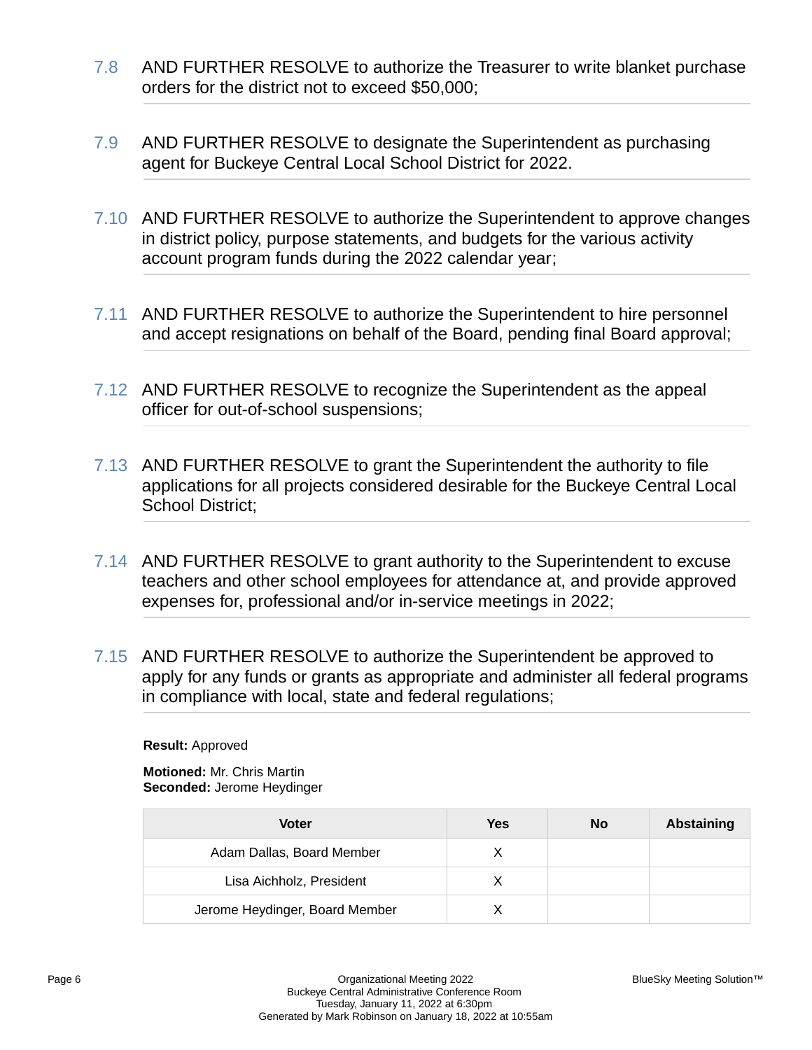7.8 AND FURTHER RESOLVE to authorize the Treasurer to write blanket purchase orders for the district not to exceed $50,000;

7.9 AND FURTHER RESOLVE to designate the Superintendent as purchasing agent for Buckeye Central Local School District for 2022.

7.10 AND FURTHER RESOLVE to authorize the Superintendent to approve changes in district policy, purpose statements, and budgets for the various activity account program funds during the 2022 calendar year;

7.11 AND FURTHER RESOLVE to authorize the Superintendent to hire personnel and accept resignations on behalf of the Board, pending final Board approval;

7.12 AND FURTHER RESOLVE to recognize the Superintendent as the appeal officer for out-of-school suspensions;

7.13 AND FURTHER RESOLVE to grant the Superintendent the authority to file applications for all projects considered desirable for the Buckeye Central Local School District;

7.14 AND FURTHER RESOLVE to grant authority to the Superintendent to excuse teachers and other school employees for attendance at, and provide approved expenses for, professional and/or in-service meetings in 2022;

7.15 AND FURTHER RESOLVE to authorize the Superintendent be approved to apply for any funds or grants as appropriate and administer all federal programs in compliance with local, state and federal regulations;

**Result:** Approved

**Motioned:** Mr. Chris Martin
**Seconded:** Jerome Heydinger

| Voter | Yes | No | Abstaining |
|---|---|---|---|
| Adam Dallas, Board Member | X | | |
| Lisa Aichholz, President | X | | |
| Jerome Heydinger, Board Member | X | | |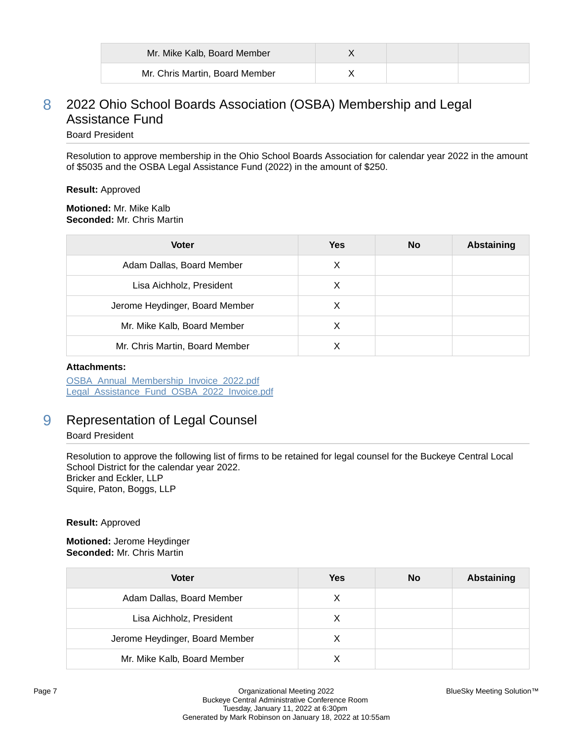| Mr. Mike Kalb, Board Member | X | | |
|---|---|---|---|
| Mr. Chris Martin, Board Member | X | | |

## 8 2022 Ohio School Boards Association (OSBA) Membership and Legal Assistance Fund

Board President

Resolution to approve membership in the Ohio School Boards Association for calendar year 2022 in the amount of $5035 and the OSBA Legal Assistance Fund (2022) in the amount of $250.

**Result:** Approved

**Motioned:** Mr. Mike Kalb
**Seconded:** Mr. Chris Martin

| Voter | Yes | No | Abstaining |
|---|---|---|---|
| Adam Dallas, Board Member | X | | |
| Lisa Aichholz, President | X | | |
| Jerome Heydinger, Board Member | X | | |
| Mr. Mike Kalb, Board Member | X | | |
| Mr. Chris Martin, Board Member | X | | |

**Attachments:**
OSBA_Annual_Membership_Invoice_2022.pdf
Legal_Assistance_Fund_OSBA_2022_Invoice.pdf

## 9 Representation of Legal Counsel

Board President

Resolution to approve the following list of firms to be retained for legal counsel for the Buckeye Central Local School District for the calendar year 2022.
Bricker and Eckler, LLP
Squire, Paton, Boggs, LLP

**Result:** Approved

**Motioned:** Jerome Heydinger
**Seconded:** Mr. Chris Martin

| Voter | Yes | No | Abstaining |
|---|---|---|---|
| Adam Dallas, Board Member | X | | |
| Lisa Aichholz, President | X | | |
| Jerome Heydinger, Board Member | X | | |
| Mr. Mike Kalb, Board Member | X | | |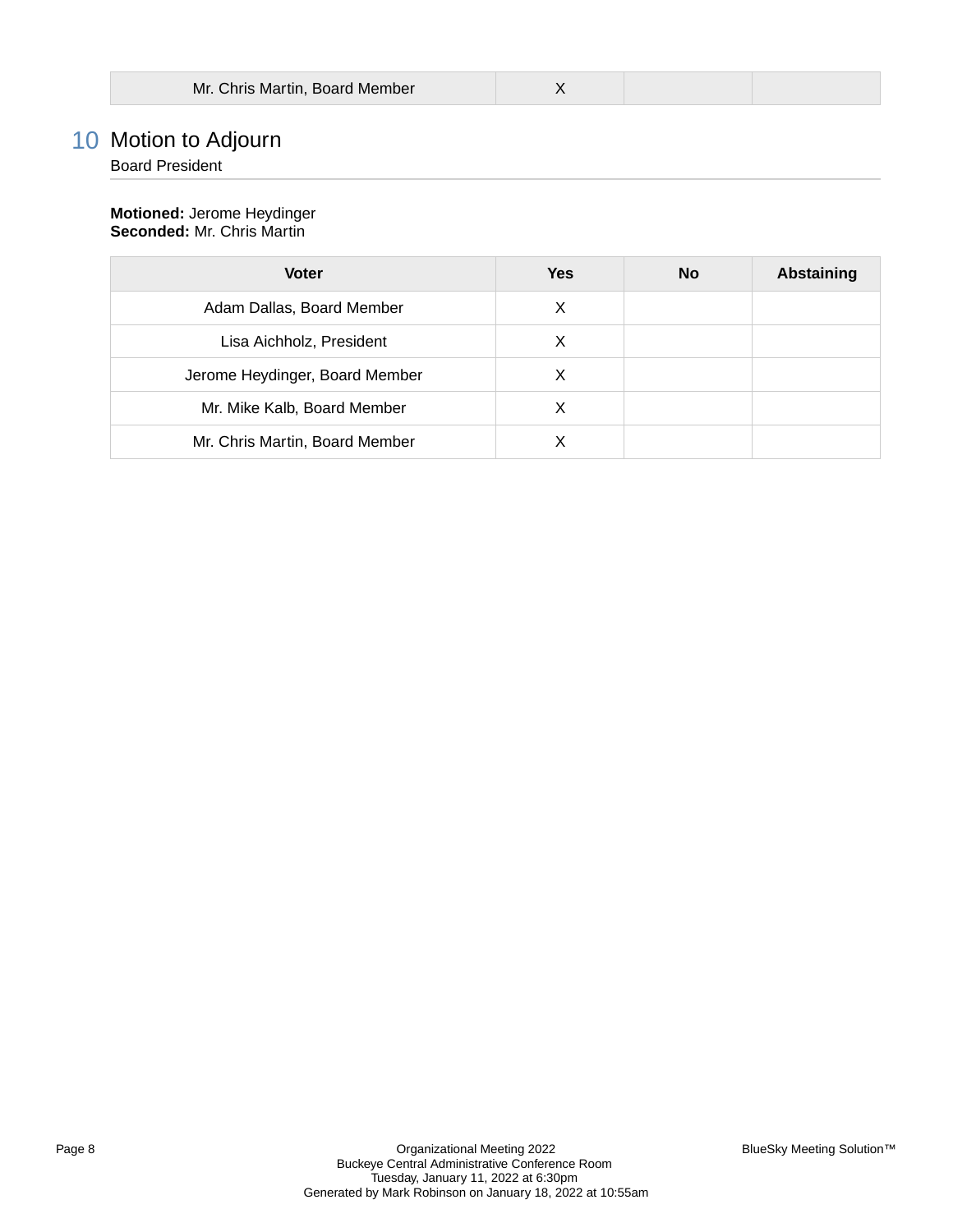| | | | |
|---|---|---|---|
| Mr. Chris Martin, Board Member | X | | |

## 10 Motion to Adjourn

Board President

**Motioned:** Jerome Heydinger
**Seconded:** Mr. Chris Martin

| Voter | Yes | No | Abstaining |
|---|---|---|---|
| Adam Dallas, Board Member | X | | |
| Lisa Aichholz, President | X | | |
| Jerome Heydinger, Board Member | X | | |
| Mr. Mike Kalb, Board Member | X | | |
| Mr. Chris Martin, Board Member | X | | |